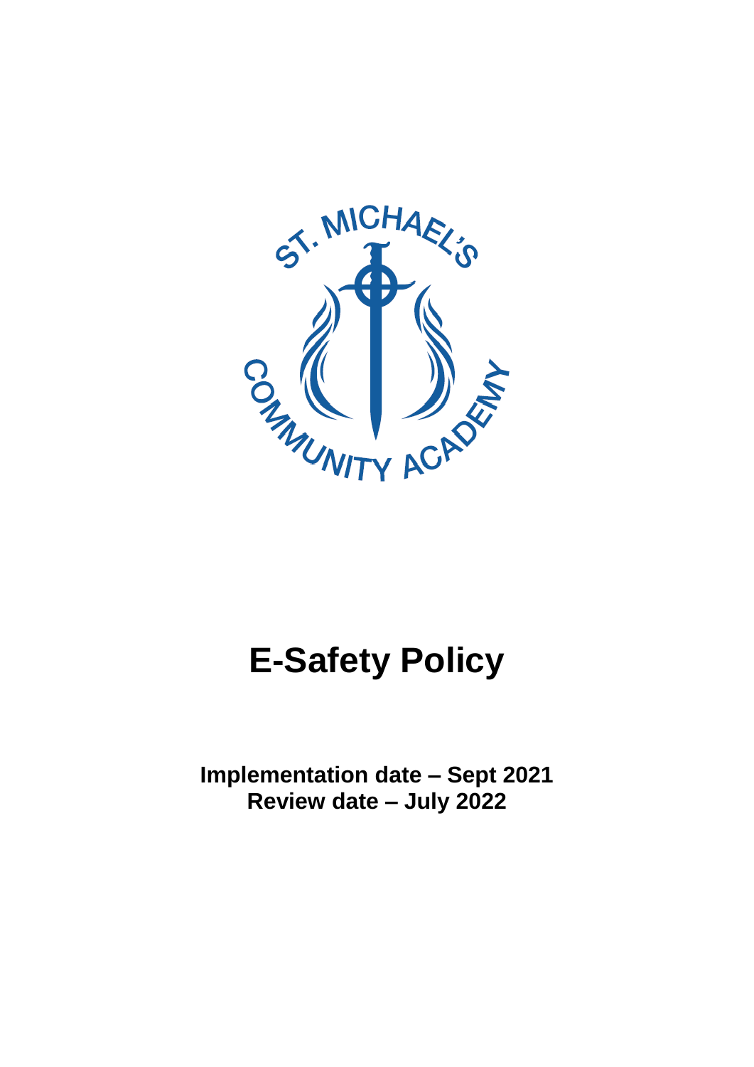# E-Safety Policy

**Implementation date – Sept 2021**
**Review date – July 2022**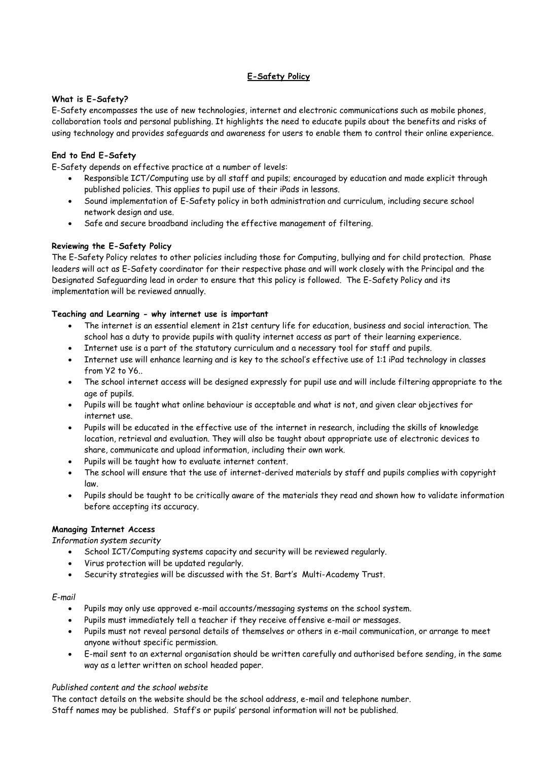# E-Safety Policy

**What is E-Safety?**

E-Safety encompasses the use of new technologies, internet and electronic communications such as mobile phones, collaboration tools and personal publishing. It highlights the need to educate pupils about the benefits and risks of using technology and provides safeguards and awareness for users to enable them to control their online experience.

**End to End E-Safety**

E-Safety depends on effective practice at a number of levels:

- Responsible ICT/Computing use by all staff and pupils; encouraged by education and made explicit through published policies. This applies to pupil use of their iPads in lessons.
- Sound implementation of E-Safety policy in both administration and curriculum, including secure school network design and use.
- Safe and secure broadband including the effective management of filtering.

**Reviewing the E-Safety Policy**

The E-Safety Policy relates to other policies including those for Computing, bullying and for child protection. Phase leaders will act as E-Safety coordinator for their respective phase and will work closely with the Principal and the Designated Safeguarding lead in order to ensure that this policy is followed. The E-Safety Policy and its implementation will be reviewed annually.

**Teaching and Learning - why internet use is important**

- The internet is an essential element in 21st century life for education, business and social interaction. The school has a duty to provide pupils with quality internet access as part of their learning experience.
- Internet use is a part of the statutory curriculum and a necessary tool for staff and pupils.
- Internet use will enhance learning and is key to the school's effective use of 1:1 iPad technology in classes from Y2 to Y6..
- The school internet access will be designed expressly for pupil use and will include filtering appropriate to the age of pupils.
- Pupils will be taught what online behaviour is acceptable and what is not, and given clear objectives for internet use.
- Pupils will be educated in the effective use of the internet in research, including the skills of knowledge location, retrieval and evaluation. They will also be taught about appropriate use of electronic devices to share, communicate and upload information, including their own work.
- Pupils will be taught how to evaluate internet content.
- The school will ensure that the use of internet-derived materials by staff and pupils complies with copyright law.
- Pupils should be taught to be critically aware of the materials they read and shown how to validate information before accepting its accuracy.

**Managing Internet Access**

*Information system security*

- School ICT/Computing systems capacity and security will be reviewed regularly.
- Virus protection will be updated regularly.
- Security strategies will be discussed with the St. Bart's Multi-Academy Trust.

*E-mail*

- Pupils may only use approved e-mail accounts/messaging systems on the school system.
- Pupils must immediately tell a teacher if they receive offensive e-mail or messages.
- Pupils must not reveal personal details of themselves or others in e-mail communication, or arrange to meet anyone without specific permission.
- E-mail sent to an external organisation should be written carefully and authorised before sending, in the same way as a letter written on school headed paper.

*Published content and the school website*

The contact details on the website should be the school address, e-mail and telephone number.
Staff names may be published. Staff's or pupils' personal information will not be published.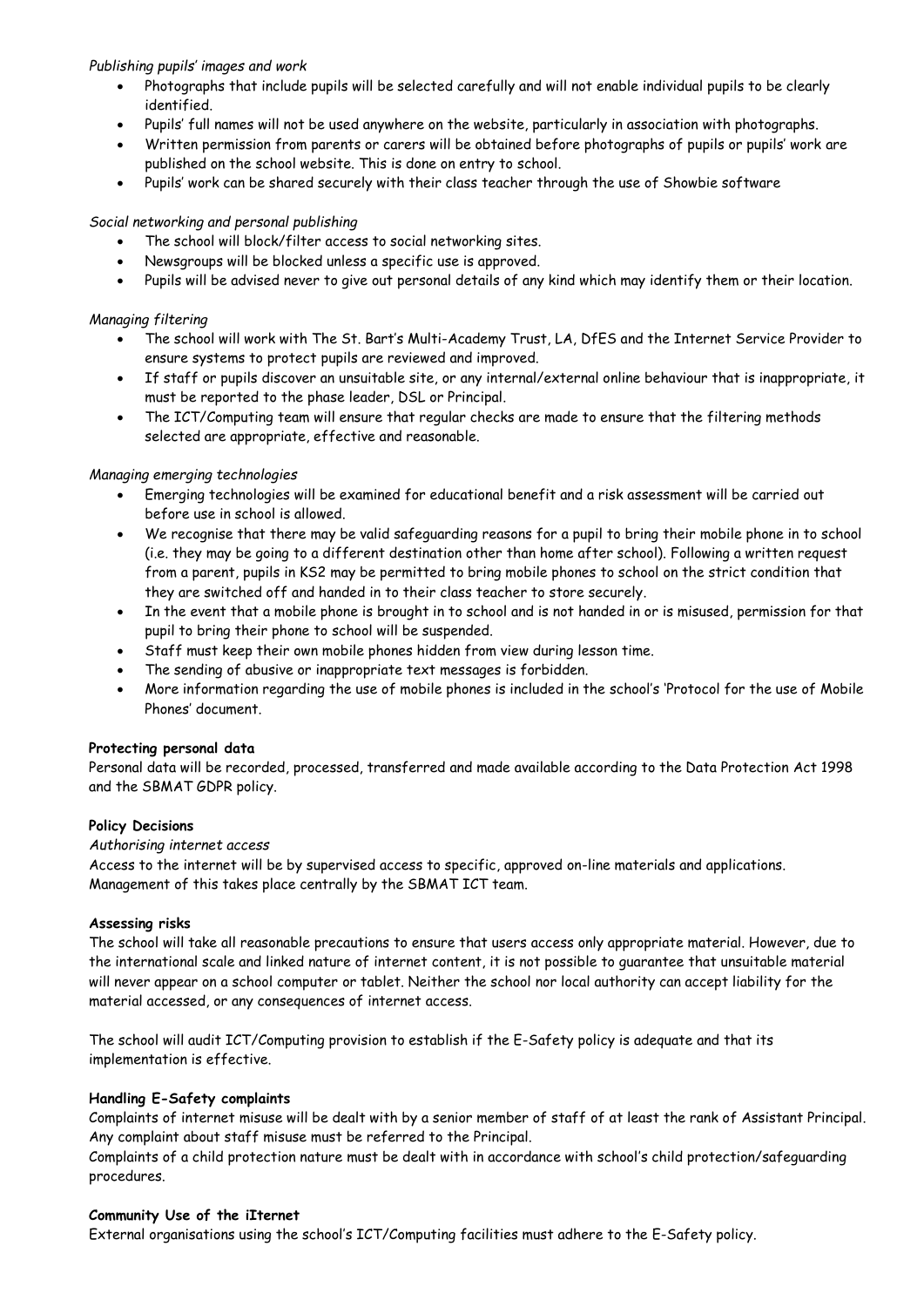*Publishing pupils' images and work*

- Photographs that include pupils will be selected carefully and will not enable individual pupils to be clearly identified.
- Pupils' full names will not be used anywhere on the website, particularly in association with photographs.
- Written permission from parents or carers will be obtained before photographs of pupils or pupils' work are published on the school website. This is done on entry to school.
- Pupils' work can be shared securely with their class teacher through the use of Showbie software

*Social networking and personal publishing*

- The school will block/filter access to social networking sites.
- Newsgroups will be blocked unless a specific use is approved.
- Pupils will be advised never to give out personal details of any kind which may identify them or their location.

*Managing filtering*

- The school will work with The St. Bart's Multi-Academy Trust, LA, DfES and the Internet Service Provider to ensure systems to protect pupils are reviewed and improved.
- If staff or pupils discover an unsuitable site, or any internal/external online behaviour that is inappropriate, it must be reported to the phase leader, DSL or Principal.
- The ICT/Computing team will ensure that regular checks are made to ensure that the filtering methods selected are appropriate, effective and reasonable.

*Managing emerging technologies*

- Emerging technologies will be examined for educational benefit and a risk assessment will be carried out before use in school is allowed.
- We recognise that there may be valid safeguarding reasons for a pupil to bring their mobile phone in to school (i.e. they may be going to a different destination other than home after school). Following a written request from a parent, pupils in KS2 may be permitted to bring mobile phones to school on the strict condition that they are switched off and handed in to their class teacher to store securely.
- In the event that a mobile phone is brought in to school and is not handed in or is misused, permission for that pupil to bring their phone to school will be suspended.
- Staff must keep their own mobile phones hidden from view during lesson time.
- The sending of abusive or inappropriate text messages is forbidden.
- More information regarding the use of mobile phones is included in the school's 'Protocol for the use of Mobile Phones' document.

**Protecting personal data**

Personal data will be recorded, processed, transferred and made available according to the Data Protection Act 1998 and the SBMAT GDPR policy.

**Policy Decisions**

*Authorising internet access*

Access to the internet will be by supervised access to specific, approved on-line materials and applications. Management of this takes place centrally by the SBMAT ICT team.

**Assessing risks**

The school will take all reasonable precautions to ensure that users access only appropriate material. However, due to the international scale and linked nature of internet content, it is not possible to guarantee that unsuitable material will never appear on a school computer or tablet. Neither the school nor local authority can accept liability for the material accessed, or any consequences of internet access.

The school will audit ICT/Computing provision to establish if the E-Safety policy is adequate and that its implementation is effective.

**Handling E-Safety complaints**

Complaints of internet misuse will be dealt with by a senior member of staff of at least the rank of Assistant Principal. Any complaint about staff misuse must be referred to the Principal.

Complaints of a child protection nature must be dealt with in accordance with school's child protection/safeguarding procedures.

**Community Use of the iIternet**

External organisations using the school's ICT/Computing facilities must adhere to the E-Safety policy.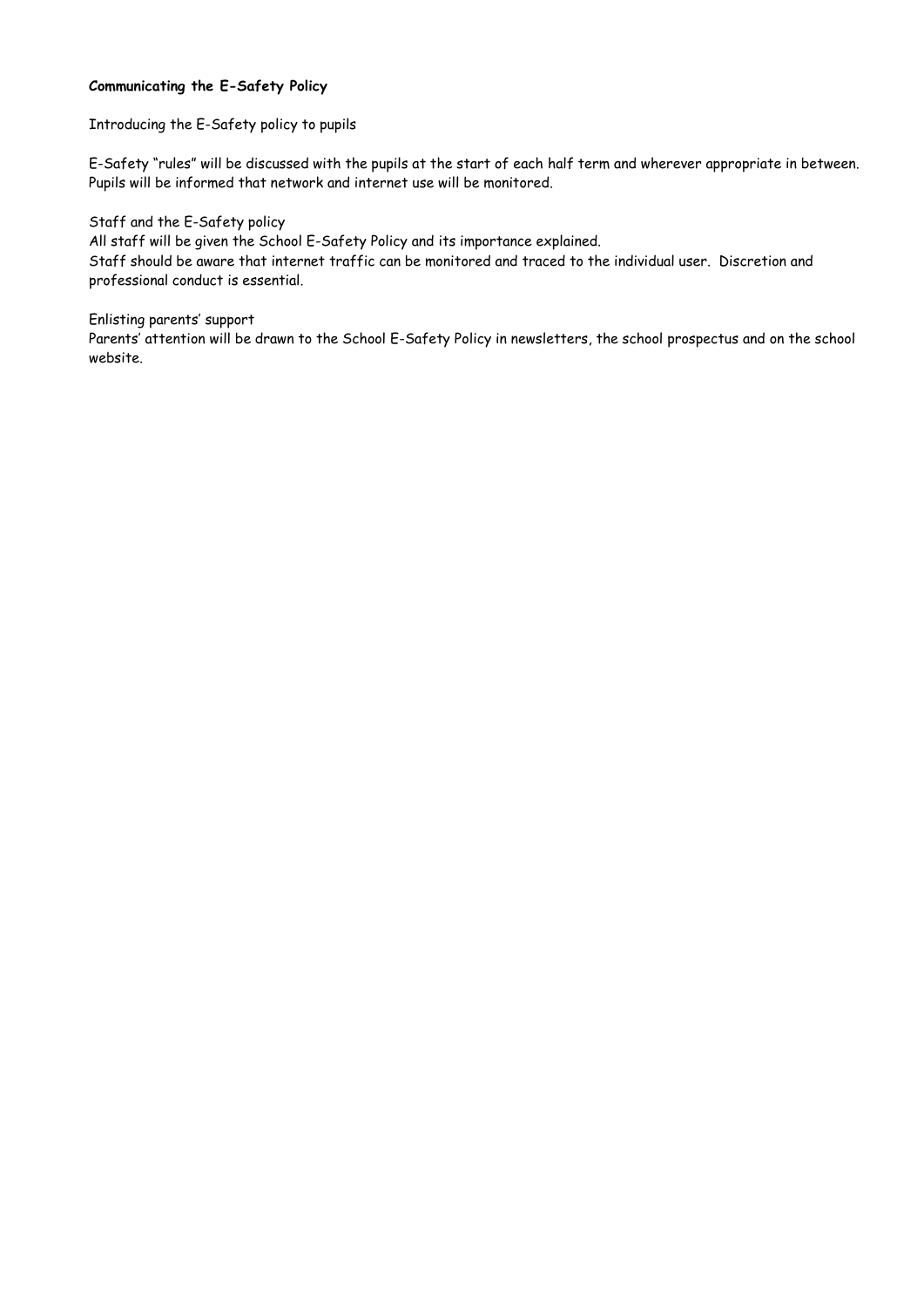**Communicating the E-Safety Policy**

Introducing the E-Safety policy to pupils

E-Safety "rules" will be discussed with the pupils at the start of each half term and wherever appropriate in between. Pupils will be informed that network and internet use will be monitored.

Staff and the E-Safety policy
All staff will be given the School E-Safety Policy and its importance explained.
Staff should be aware that internet traffic can be monitored and traced to the individual user. Discretion and professional conduct is essential.

Enlisting parents' support
Parents' attention will be drawn to the School E-Safety Policy in newsletters, the school prospectus and on the school website.